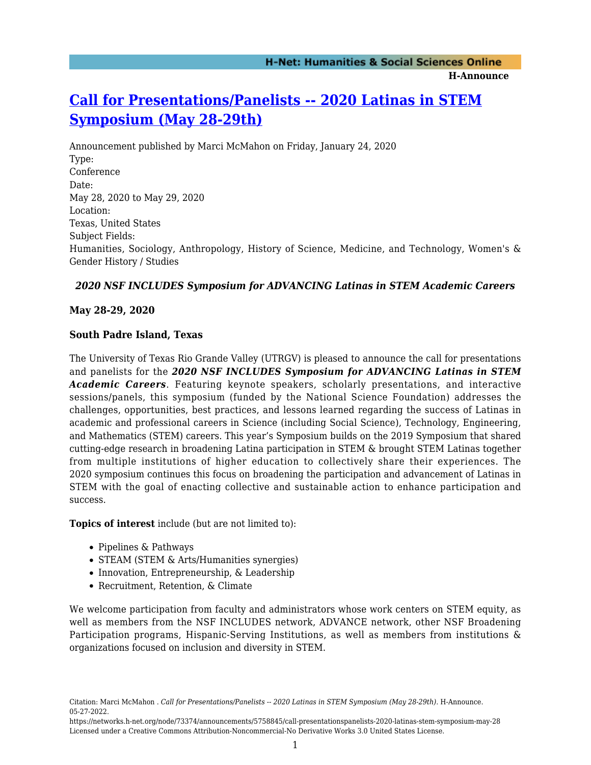# [Call for Presentations/Panelists -- 2020 Latinas in STEM Symposium (May 28-29th)](https://networks.h-net.org/node/73374/announcements/5758845/call-presentationspanelists-2020-latinas-stem-symposium-may-28)

Announcement published by Marci McMahon on Friday, January 24, 2020

Type:
Conference

Date:
May 28, 2020 to May 29, 2020

Location:
Texas, United States

Subject Fields:
Humanities, Sociology, Anthropology, History of Science, Medicine, and Technology, Women's & Gender History / Studies

***2020 NSF INCLUDES Symposium for ADVANCING Latinas in STEM Academic Careers***

**May 28-29, 2020**

**South Padre Island, Texas**

The University of Texas Rio Grande Valley (UTRGV) is pleased to announce the call for presentations and panelists for the ***2020 NSF INCLUDES Symposium for ADVANCING Latinas in STEM Academic Careers***. Featuring keynote speakers, scholarly presentations, and interactive sessions/panels, this symposium (funded by the National Science Foundation) addresses the challenges, opportunities, best practices, and lessons learned regarding the success of Latinas in academic and professional careers in Science (including Social Science), Technology, Engineering, and Mathematics (STEM) careers. This year's Symposium builds on the 2019 Symposium that shared cutting-edge research in broadening Latina participation in STEM & brought STEM Latinas together from multiple institutions of higher education to collectively share their experiences. The 2020 symposium continues this focus on broadening the participation and advancement of Latinas in STEM with the goal of enacting collective and sustainable action to enhance participation and success.

**Topics of interest** include (but are not limited to):

- Pipelines & Pathways
- STEAM (STEM & Arts/Humanities synergies)
- Innovation, Entrepreneurship, & Leadership
- Recruitment, Retention, & Climate

We welcome participation from faculty and administrators whose work centers on STEM equity, as well as members from the NSF INCLUDES network, ADVANCE network, other NSF Broadening Participation programs, Hispanic-Serving Institutions, as well as members from institutions & organizations focused on inclusion and diversity in STEM.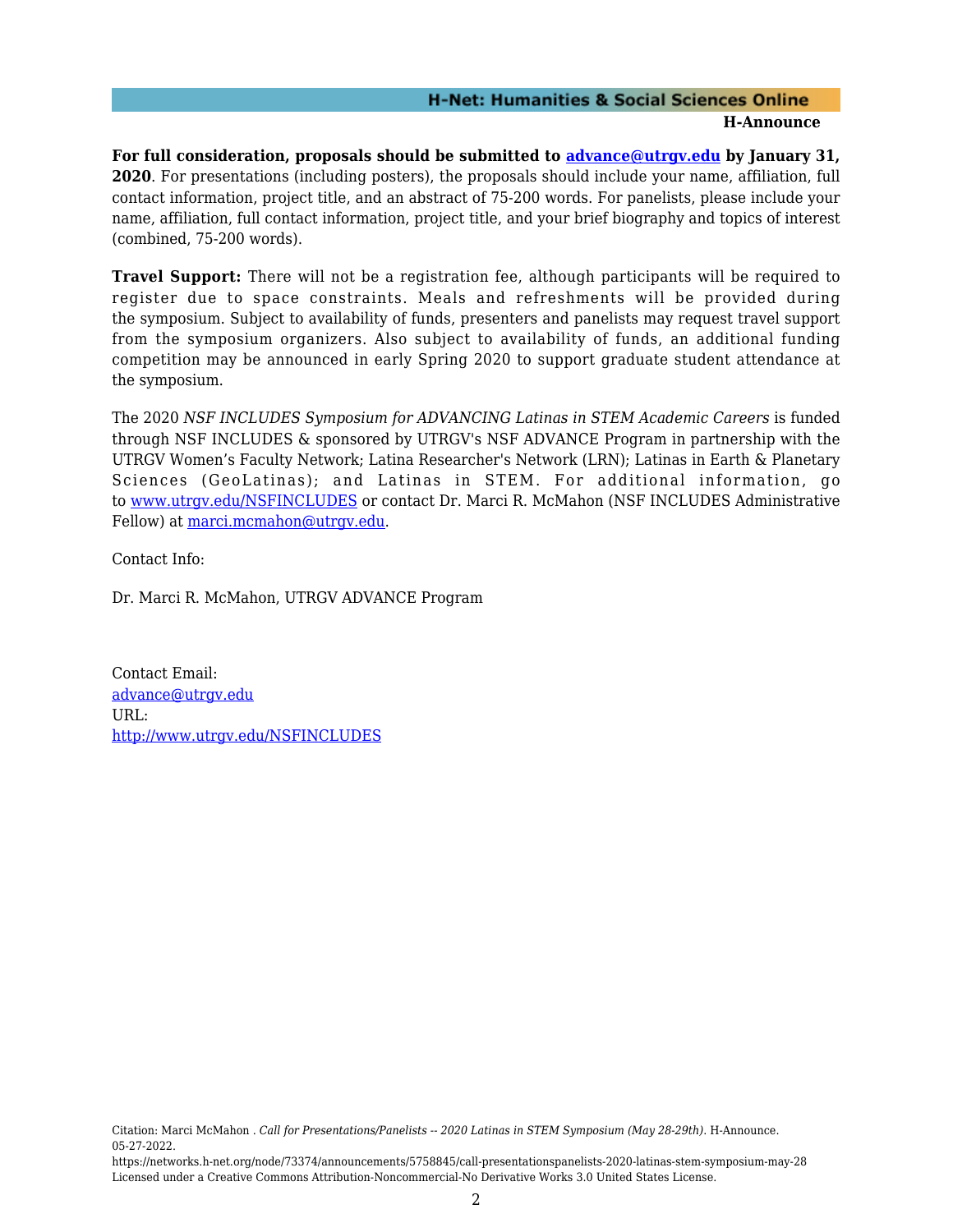**For full consideration, proposals should be submitted to advance@utrgv.edu by January 31, 2020**. For presentations (including posters), the proposals should include your name, affiliation, full contact information, project title, and an abstract of 75-200 words. For panelists, please include your name, affiliation, full contact information, project title, and your brief biography and topics of interest (combined, 75-200 words).

**Travel Support:** There will not be a registration fee, although participants will be required to register due to space constraints. Meals and refreshments will be provided during the symposium. Subject to availability of funds, presenters and panelists may request travel support from the symposium organizers. Also subject to availability of funds, an additional funding competition may be announced in early Spring 2020 to support graduate student attendance at the symposium.

The 2020 *NSF INCLUDES Symposium for ADVANCING Latinas in STEM Academic Careers* is funded through NSF INCLUDES & sponsored by UTRGV's NSF ADVANCE Program in partnership with the UTRGV Women's Faculty Network; Latina Researcher's Network (LRN); Latinas in Earth & Planetary Sciences (GeoLatinas); and Latinas in STEM. For additional information, go to www.utrgv.edu/NSFINCLUDES or contact Dr. Marci R. McMahon (NSF INCLUDES Administrative Fellow) at marci.mcmahon@utrgv.edu.

Contact Info:

Dr. Marci R. McMahon, UTRGV ADVANCE Program

Contact Email:
advance@utrgv.edu
URL:
http://www.utrgv.edu/NSFINCLUDES

Citation: Marci McMahon . *Call for Presentations/Panelists -- 2020 Latinas in STEM Symposium (May 28-29th)*. H-Announce. 05-27-2022.
https://networks.h-net.org/node/73374/announcements/5758845/call-presentationspanelists-2020-latinas-stem-symposium-may-28
Licensed under a Creative Commons Attribution-Noncommercial-No Derivative Works 3.0 United States License.